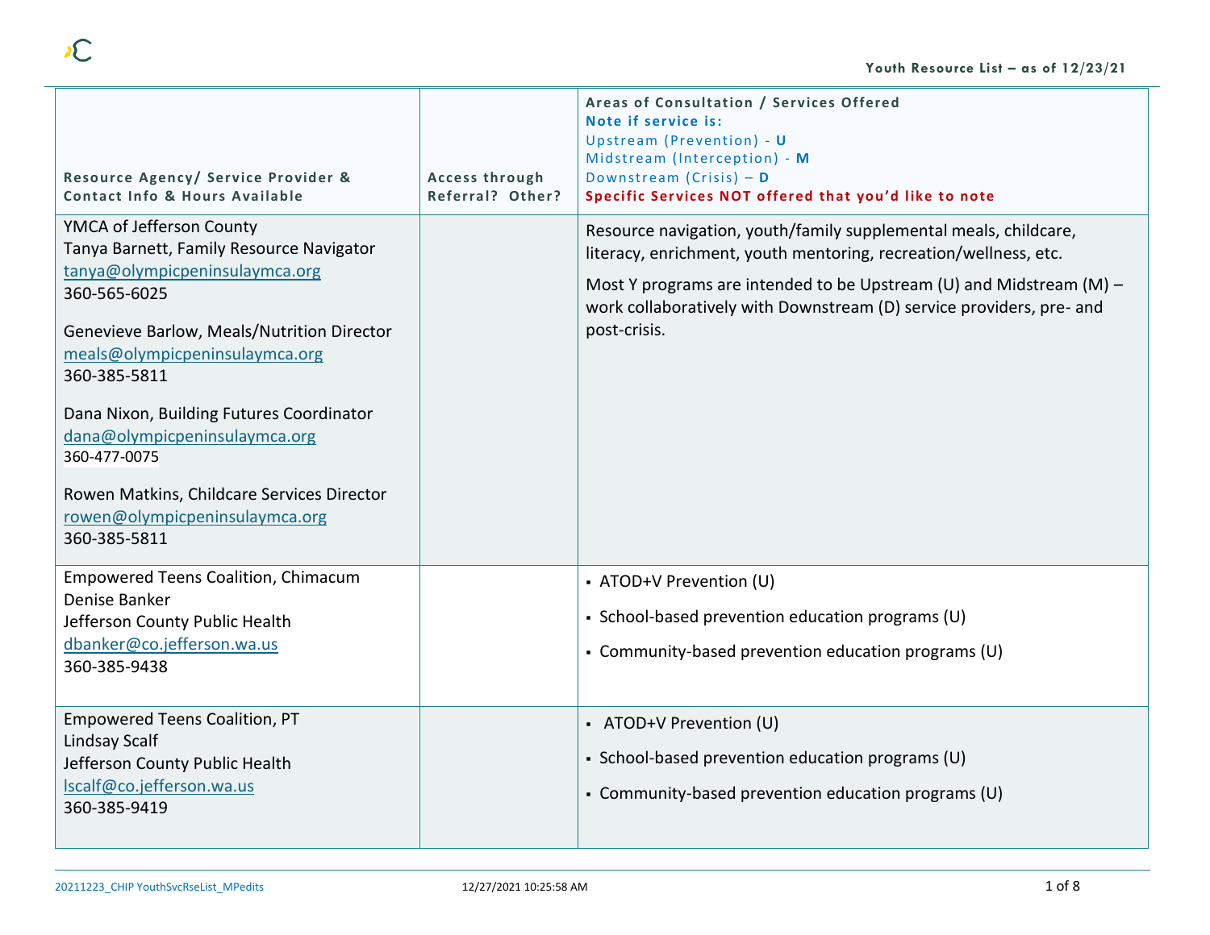| Resource Agency/ Service Provider & Contact Info & Hours Available | Access through Referral? Other? | Areas of Consultation / Services Offered<br>**Note if service is:**<br>Upstream (Prevention) - **U**<br>Midstream (Interception) - **M**<br>Downstream (Crisis) – **D**<br>**Specific Services NOT offered that you'd like to note** |
|---|---|---|
| YMCA of Jefferson County<br>Tanya Barnett, Family Resource Navigator<br>tanya@olympicpeninsulaymca.org<br>360-565-6025<br><br>Genevieve Barlow, Meals/Nutrition Director<br>meals@olympicpeninsulaymca.org<br>360-385-5811<br><br>Dana Nixon, Building Futures Coordinator<br>dana@olympicpeninsulaymca.org<br>360-477-0075<br><br>Rowen Matkins, Childcare Services Director<br>rowen@olympicpeninsulaymca.org<br>360-385-5811 | | Resource navigation, youth/family supplemental meals, childcare, literacy, enrichment, youth mentoring, recreation/wellness, etc.<br><br>Most Y programs are intended to be Upstream (U) and Midstream (M) – work collaboratively with Downstream (D) service providers, pre- and post-crisis. |
| Empowered Teens Coalition, Chimacum<br>Denise Banker<br>Jefferson County Public Health<br>dbanker@co.jefferson.wa.us<br>360-385-9438 | | ▪ ATOD+V Prevention (U)<br>▪ School-based prevention education programs (U)<br>▪ Community-based prevention education programs (U) |
| Empowered Teens Coalition, PT<br>Lindsay Scalf<br>Jefferson County Public Health<br>lscalf@co.jefferson.wa.us<br>360-385-9419 | | ▪ ATOD+V Prevention (U)<br>▪ School-based prevention education programs (U)<br>▪ Community-based prevention education programs (U) |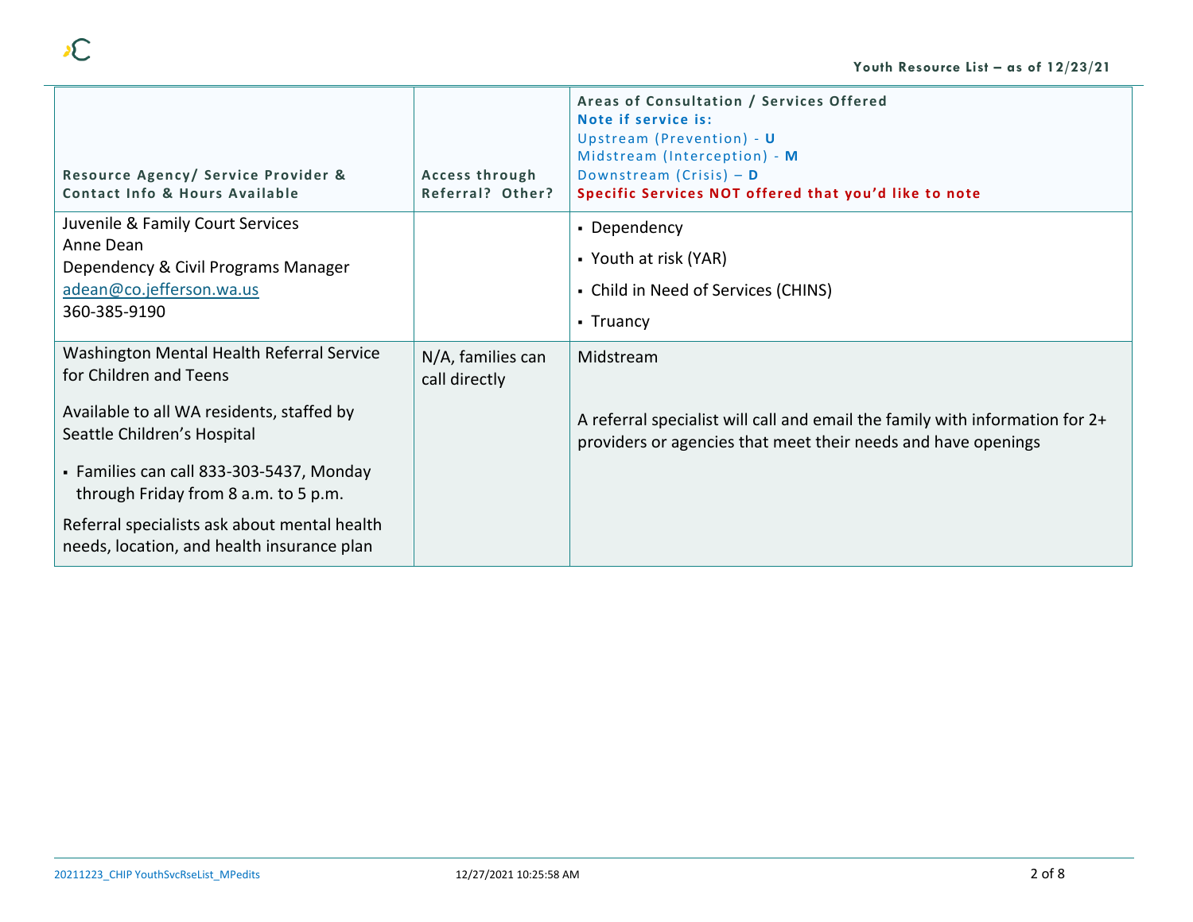| Resource Agency/ Service Provider & Contact Info & Hours Available | Access through Referral? Other? | Areas of Consultation / Services Offered<br>**Note if service is:**<br>Upstream (Prevention) - **U**<br>Midstream (Interception) - **M**<br>Downstream (Crisis) – **D**<br>**Specific Services NOT offered that you'd like to note** |
|---|---|---|
| Juvenile & Family Court Services<br>Anne Dean<br>Dependency & Civil Programs Manager<br>adean@co.jefferson.wa.us<br>360-385-9190 | | ▪ Dependency<br>▪ Youth at risk (YAR)<br>▪ Child in Need of Services (CHINS)<br>▪ Truancy |
| Washington Mental Health Referral Service for Children and Teens<br><br>Available to all WA residents, staffed by Seattle Children's Hospital<br><br>▪ Families can call 833-303-5437, Monday through Friday from 8 a.m. to 5 p.m.<br><br>Referral specialists ask about mental health needs, location, and health insurance plan | N/A, families can call directly | Midstream<br><br>A referral specialist will call and email the family with information for 2+ providers or agencies that meet their needs and have openings |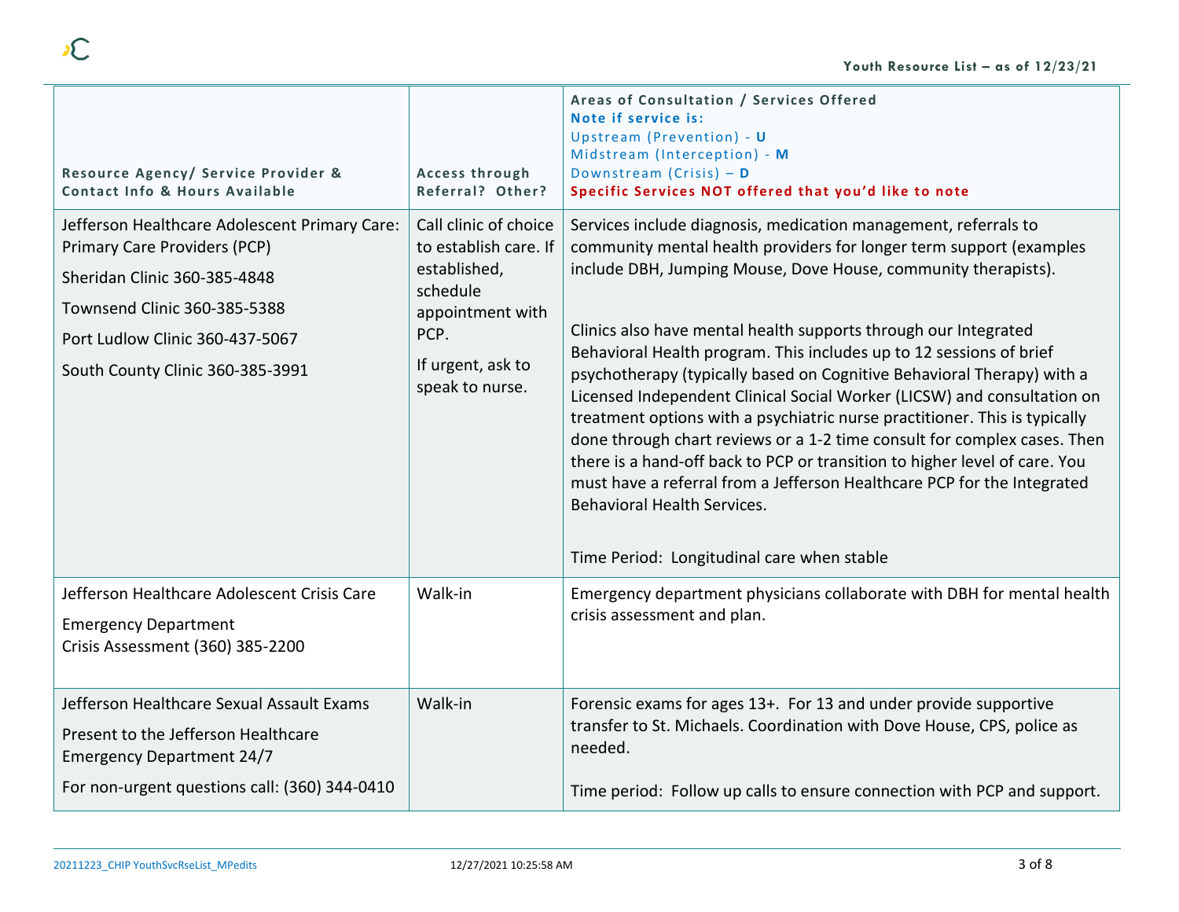| Resource Agency/ Service Provider & Contact Info & Hours Available | Access through Referral? Other? | Areas of Consultation / Services Offered<br>**Note if service is:**<br>Upstream (Prevention) - **U**<br>Midstream (Interception) - **M**<br>Downstream (Crisis) – **D**<br>**Specific Services NOT offered that you'd like to note** |
|---|---|---|
| Jefferson Healthcare Adolescent Primary Care: Primary Care Providers (PCP)<br>Sheridan Clinic 360-385-4848<br>Townsend Clinic 360-385-5388<br>Port Ludlow Clinic 360-437-5067<br>South County Clinic 360-385-3991 | Call clinic of choice to establish care. If established, schedule appointment with PCP.<br>If urgent, ask to speak to nurse. | Services include diagnosis, medication management, referrals to community mental health providers for longer term support (examples include DBH, Jumping Mouse, Dove House, community therapists).<br><br>Clinics also have mental health supports through our Integrated Behavioral Health program. This includes up to 12 sessions of brief psychotherapy (typically based on Cognitive Behavioral Therapy) with a Licensed Independent Clinical Social Worker (LICSW) and consultation on treatment options with a psychiatric nurse practitioner. This is typically done through chart reviews or a 1-2 time consult for complex cases. Then there is a hand-off back to PCP or transition to higher level of care. You must have a referral from a Jefferson Healthcare PCP for the Integrated Behavioral Health Services.<br><br>Time Period: Longitudinal care when stable |
| Jefferson Healthcare Adolescent Crisis Care<br>Emergency Department<br>Crisis Assessment (360) 385-2200 | Walk-in | Emergency department physicians collaborate with DBH for mental health crisis assessment and plan. |
| Jefferson Healthcare Sexual Assault Exams<br>Present to the Jefferson Healthcare Emergency Department 24/7<br>For non-urgent questions call: (360) 344-0410 | Walk-in | Forensic exams for ages 13+. For 13 and under provide supportive transfer to St. Michaels. Coordination with Dove House, CPS, police as needed.<br><br>Time period: Follow up calls to ensure connection with PCP and support. |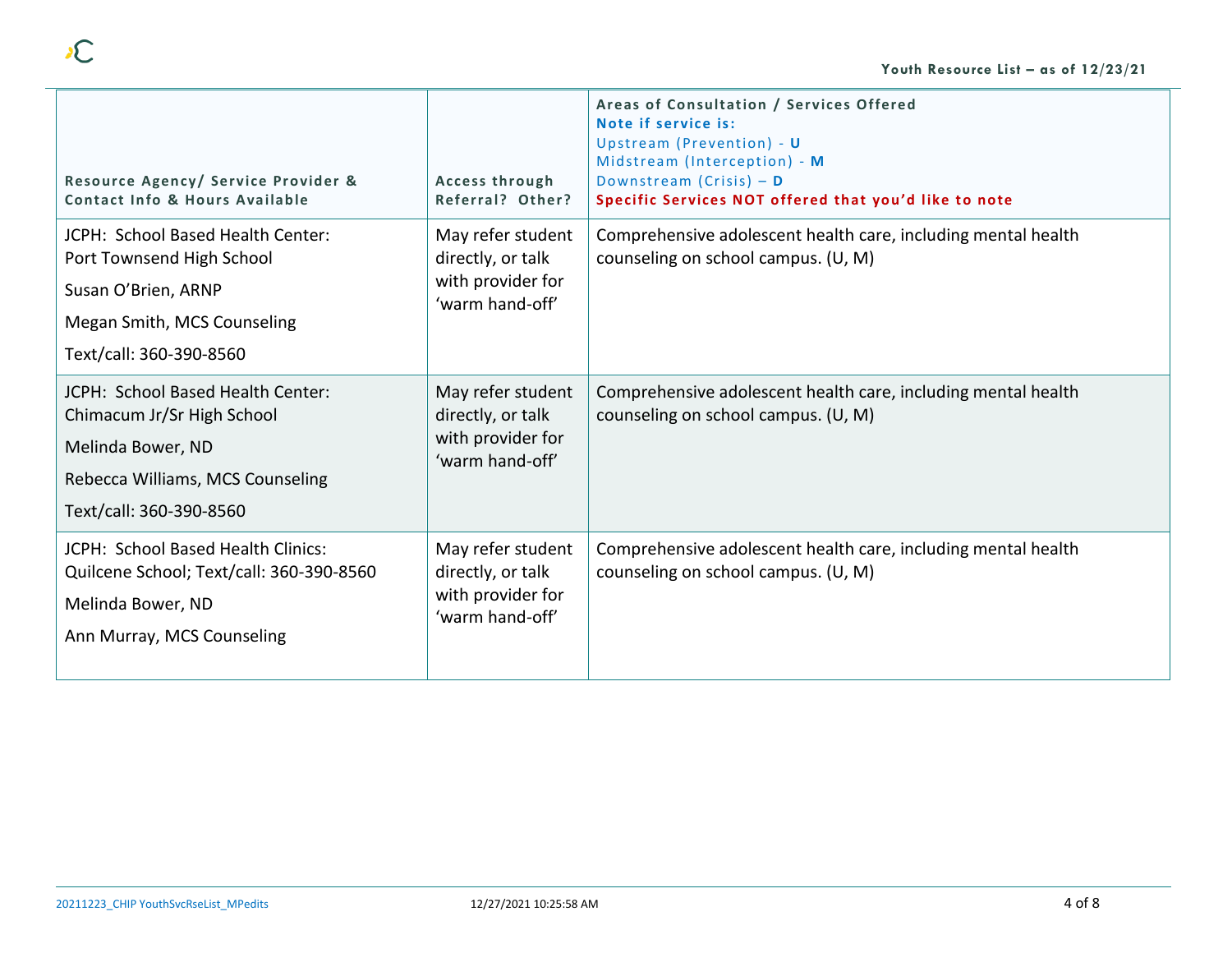| Resource Agency/ Service Provider & Contact Info & Hours Available | Access through Referral? Other? | Areas of Consultation / Services Offered<br>**Note if service is:**<br>Upstream (Prevention) - **U**<br>Midstream (Interception) - **M**<br>Downstream (Crisis) – **D**<br>**Specific Services NOT offered that you'd like to note** |
|---|---|---|
| JCPH: School Based Health Center: Port Townsend High School<br>Susan O'Brien, ARNP<br>Megan Smith, MCS Counseling<br>Text/call: 360-390-8560 | May refer student directly, or talk with provider for 'warm hand-off' | Comprehensive adolescent health care, including mental health counseling on school campus. (U, M) |
| JCPH: School Based Health Center: Chimacum Jr/Sr High School<br>Melinda Bower, ND<br>Rebecca Williams, MCS Counseling<br>Text/call: 360-390-8560 | May refer student directly, or talk with provider for 'warm hand-off' | Comprehensive adolescent health care, including mental health counseling on school campus. (U, M) |
| JCPH: School Based Health Clinics: Quilcene School; Text/call: 360-390-8560<br>Melinda Bower, ND<br>Ann Murray, MCS Counseling | May refer student directly, or talk with provider for 'warm hand-off' | Comprehensive adolescent health care, including mental health counseling on school campus. (U, M) |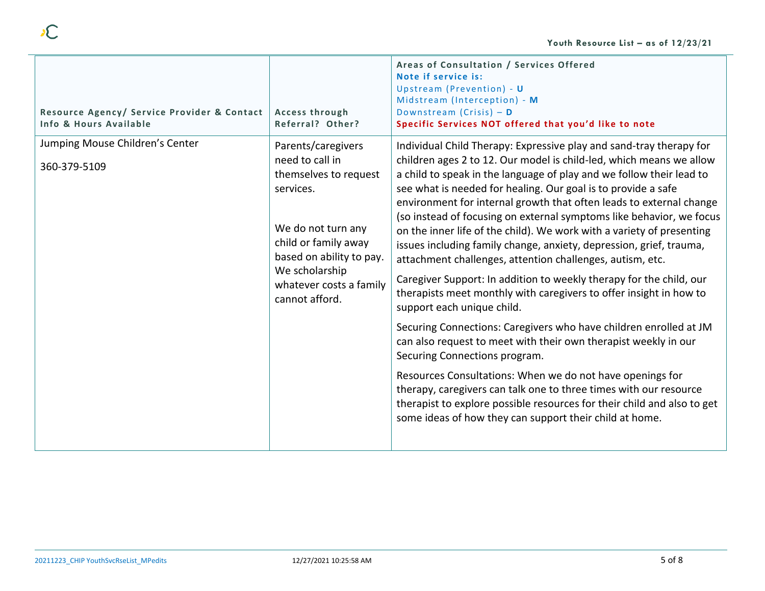| Resource Agency/ Service Provider & Contact Info & Hours Available | Access through Referral? Other? | Areas of Consultation / Services Offered<br>**Note if service is:**<br>Upstream (Prevention) - **U**<br>Midstream (Interception) - **M**<br>Downstream (Crisis) – **D**<br>**Specific Services NOT offered that you'd like to note** |
|---|---|---|
| Jumping Mouse Children's Center<br><br>360-379-5109 | Parents/caregivers need to call in themselves to request services.<br><br>We do not turn any child or family away based on ability to pay. We scholarship whatever costs a family cannot afford. | Individual Child Therapy: Expressive play and sand-tray therapy for children ages 2 to 12. Our model is child-led, which means we allow a child to speak in the language of play and we follow their lead to see what is needed for healing. Our goal is to provide a safe environment for internal growth that often leads to external change (so instead of focusing on external symptoms like behavior, we focus on the inner life of the child). We work with a variety of presenting issues including family change, anxiety, depression, grief, trauma, attachment challenges, attention challenges, autism, etc.<br><br>Caregiver Support: In addition to weekly therapy for the child, our therapists meet monthly with caregivers to offer insight in how to support each unique child.<br><br>Securing Connections: Caregivers who have children enrolled at JM can also request to meet with their own therapist weekly in our Securing Connections program.<br><br>Resources Consultations: When we do not have openings for therapy, caregivers can talk one to three times with our resource therapist to explore possible resources for their child and also to get some ideas of how they can support their child at home. |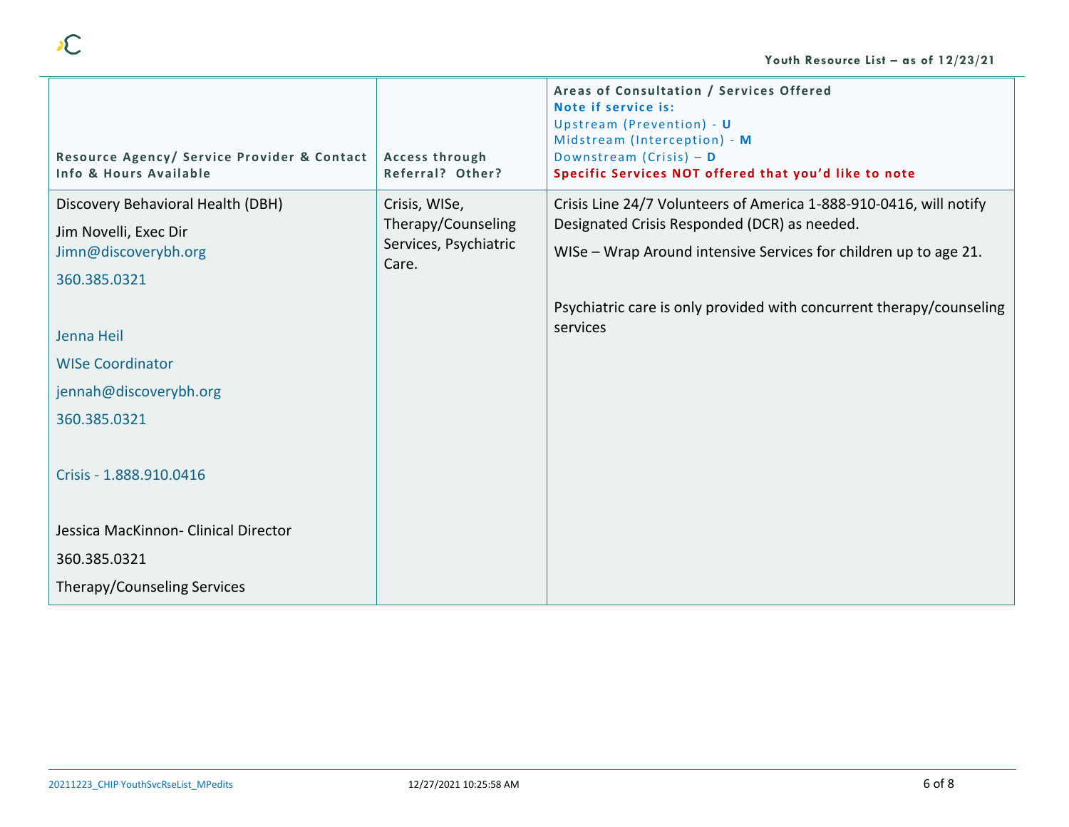| Resource Agency/ Service Provider & Contact Info & Hours Available | Access through Referral? Other? | Areas of Consultation / Services Offered<br>**Note if service is:**<br>Upstream (Prevention) - **U**<br>Midstream (Interception) - **M**<br>Downstream (Crisis) – **D**<br>**Specific Services NOT offered that you'd like to note** |
|---|---|---|
| Discovery Behavioral Health (DBH)<br>Jim Novelli, Exec Dir<br>Jimn@discoverybh.org<br>360.385.0321<br><br>Jenna Heil<br>WISe Coordinator<br>jennah@discoverybh.org<br>360.385.0321<br><br>Crisis - 1.888.910.0416<br><br>Jessica MacKinnon- Clinical Director<br>360.385.0321<br>Therapy/Counseling Services | Crisis, WISe, Therapy/Counseling Services, Psychiatric Care. | Crisis Line 24/7 Volunteers of America 1-888-910-0416, will notify Designated Crisis Responded (DCR) as needed.<br>WISe – Wrap Around intensive Services for children up to age 21.<br><br>Psychiatric care is only provided with concurrent therapy/counseling services |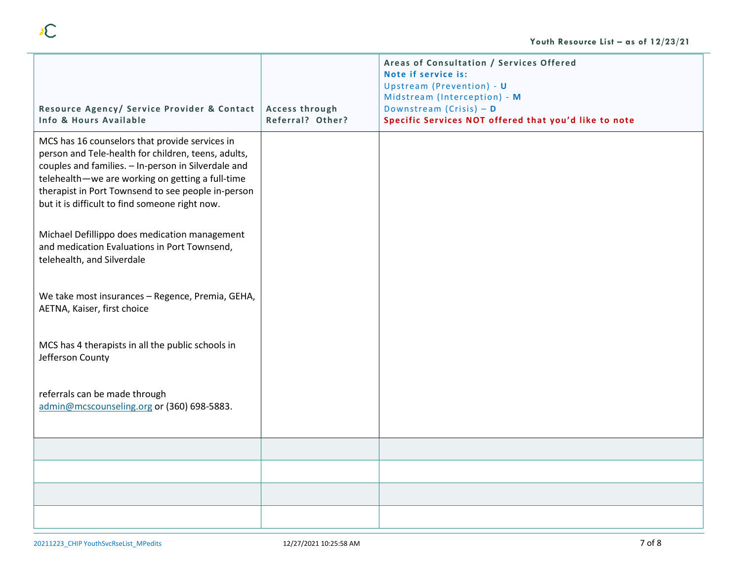| Resource Agency/ Service Provider & Contact Info & Hours Available | Access through Referral? Other? | Areas of Consultation / Services Offered<br>**Note if service is:**<br>Upstream (Prevention) - **U**<br>Midstream (Interception) - **M**<br>Downstream (Crisis) – **D**<br>**Specific Services NOT offered that you'd like to note** |
|---|---|---|
| MCS has 16 counselors that provide services in person and Tele-health for children, teens, adults, couples and families. – In-person in Silverdale and telehealth—we are working on getting a full-time therapist in Port Townsend to see people in-person but it is difficult to find someone right now.<br><br>Michael Defillippo does medication management and medication Evaluations in Port Townsend, telehealth, and Silverdale<br><br>We take most insurances – Regence, Premia, GEHA, AETNA, Kaiser, first choice<br><br>MCS has 4 therapists in all the public schools in Jefferson County<br><br>referrals can be made through [admin@mcscounseling.org](mailto:admin@mcscounseling.org) or (360) 698-5883. | | |
| | | |
| | | |
| | | |
| | | |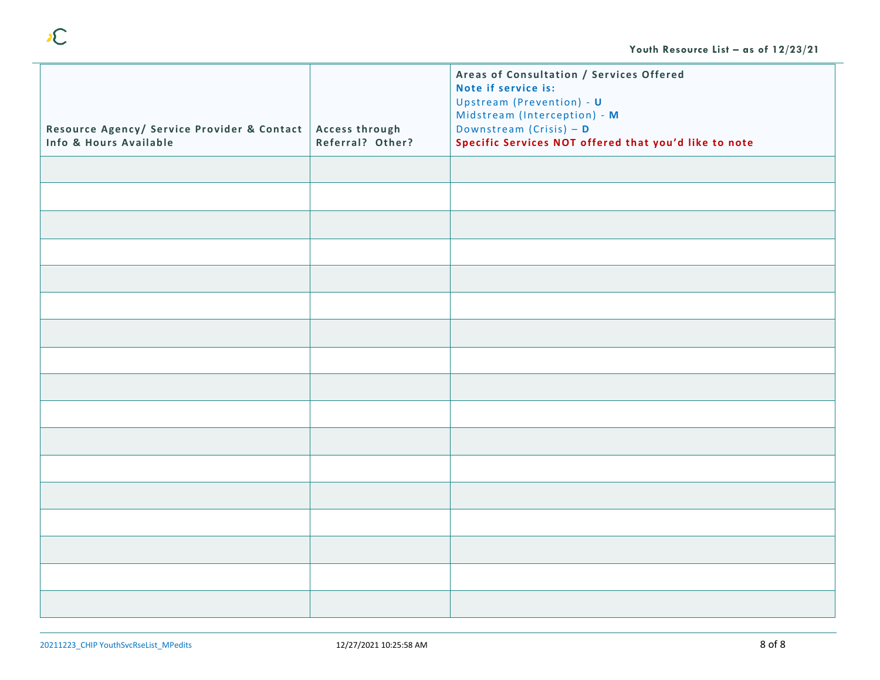| Resource Agency/ Service Provider & Contact Info & Hours Available | Access through Referral? Other? | Areas of Consultation / Services Offered<br>**Note if service is:**<br>Upstream (Prevention) - **U**<br>Midstream (Interception) - **M**<br>Downstream (Crisis) – **D**<br>**Specific Services NOT offered that you'd like to note** |
|---|---|---|
| | | |
| | | |
| | | |
| | | |
| | | |
| | | |
| | | |
| | | |
| | | |
| | | |
| | | |
| | | |
| | | |
| | | |
| | | |
| | | |
| | | |